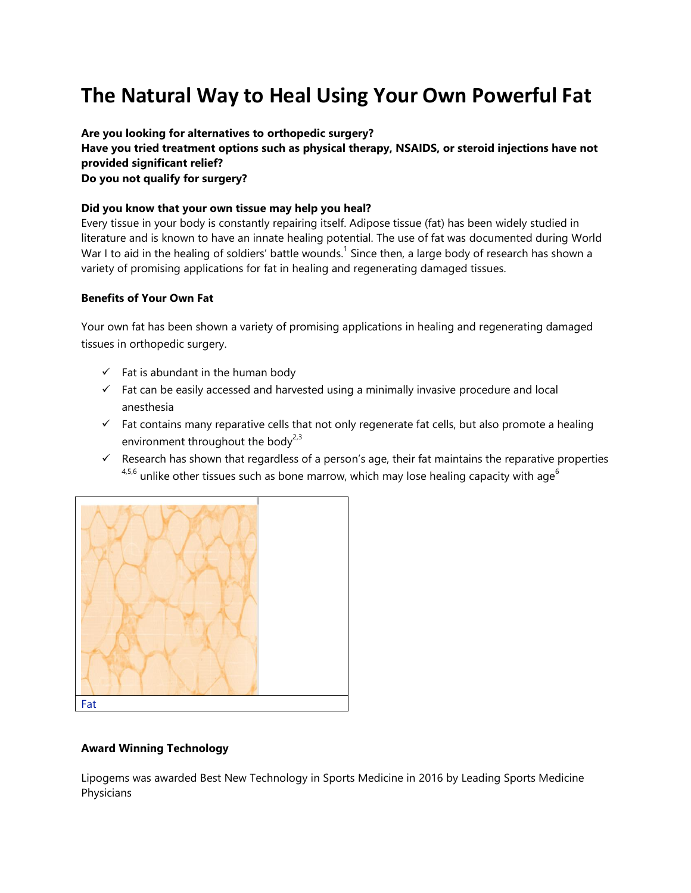# The Natural Way to Heal Using Your Own Powerful Fat

**Are you looking for alternatives to orthopedic surgery?**
**Have you tried treatment options such as physical therapy, NSAIDS, or steroid injections have not provided significant relief?**
**Do you not qualify for surgery?**

**Did you know that your own tissue may help you heal?**
Every tissue in your body is constantly repairing itself. Adipose tissue (fat) has been widely studied in literature and is known to have an innate healing potential. The use of fat was documented during World War I to aid in the healing of soldiers' battle wounds.[1] Since then, a large body of research has shown a variety of promising applications for fat in healing and regenerating damaged tissues.

**Benefits of Your Own Fat**

Your own fat has been shown a variety of promising applications in healing and regenerating damaged tissues in orthopedic surgery.

- ✓ Fat is abundant in the human body
- ✓ Fat can be easily accessed and harvested using a minimally invasive procedure and local anesthesia
- ✓ Fat contains many reparative cells that not only regenerate fat cells, but also promote a healing environment throughout the body[2,3]
- ✓ Research has shown that regardless of a person's age, their fat maintains the reparative properties [4,5,6] unlike other tissues such as bone marrow, which may lose healing capacity with age[6]

Fat

**Award Winning Technology**

Lipogems was awarded Best New Technology in Sports Medicine in 2016 by Leading Sports Medicine Physicians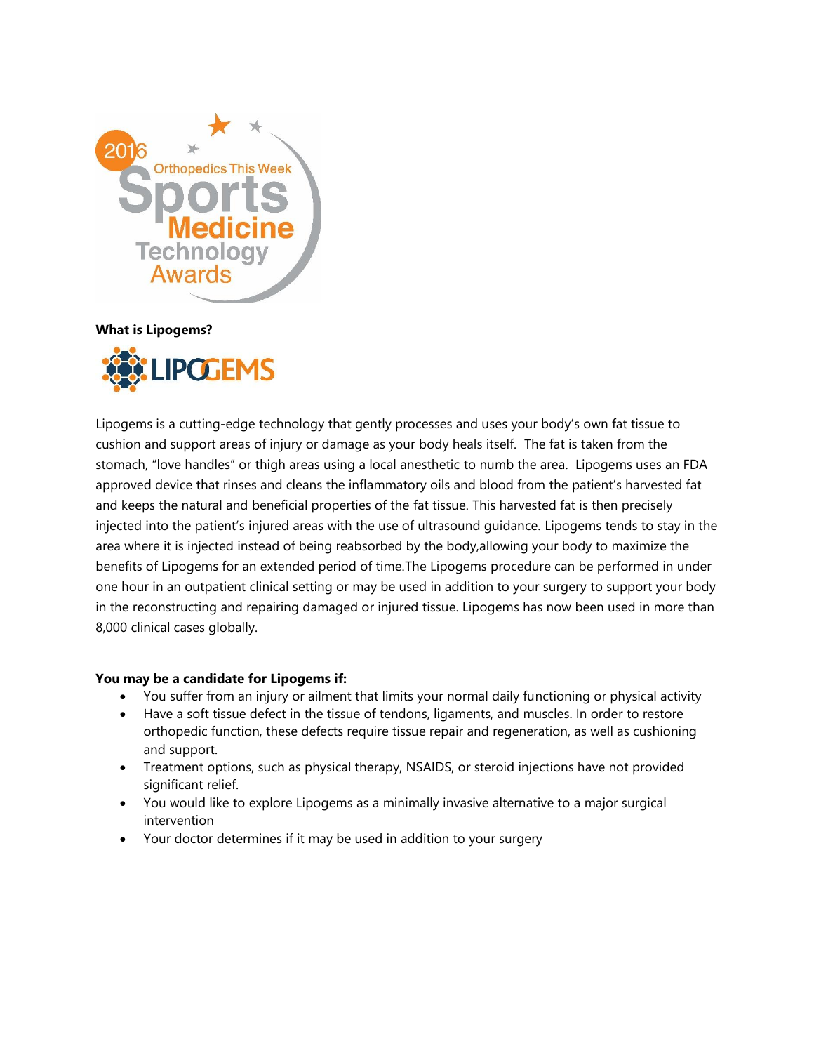2016 Orthopedics This Week Sports Medicine Technology Awards

**What is Lipogems?**

LIPOGEMS

Lipogems is a cutting-edge technology that gently processes and uses your body's own fat tissue to cushion and support areas of injury or damage as your body heals itself. The fat is taken from the stomach, "love handles" or thigh areas using a local anesthetic to numb the area. Lipogems uses an FDA approved device that rinses and cleans the inflammatory oils and blood from the patient's harvested fat and keeps the natural and beneficial properties of the fat tissue. This harvested fat is then precisely injected into the patient's injured areas with the use of ultrasound guidance. Lipogems tends to stay in the area where it is injected instead of being reabsorbed by the body,allowing your body to maximize the benefits of Lipogems for an extended period of time.The Lipogems procedure can be performed in under one hour in an outpatient clinical setting or may be used in addition to your surgery to support your body in the reconstructing and repairing damaged or injured tissue. Lipogems has now been used in more than 8,000 clinical cases globally.

**You may be a candidate for Lipogems if:**

- You suffer from an injury or ailment that limits your normal daily functioning or physical activity
- Have a soft tissue defect in the tissue of tendons, ligaments, and muscles. In order to restore orthopedic function, these defects require tissue repair and regeneration, as well as cushioning and support.
- Treatment options, such as physical therapy, NSAIDS, or steroid injections have not provided significant relief.
- You would like to explore Lipogems as a minimally invasive alternative to a major surgical intervention
- Your doctor determines if it may be used in addition to your surgery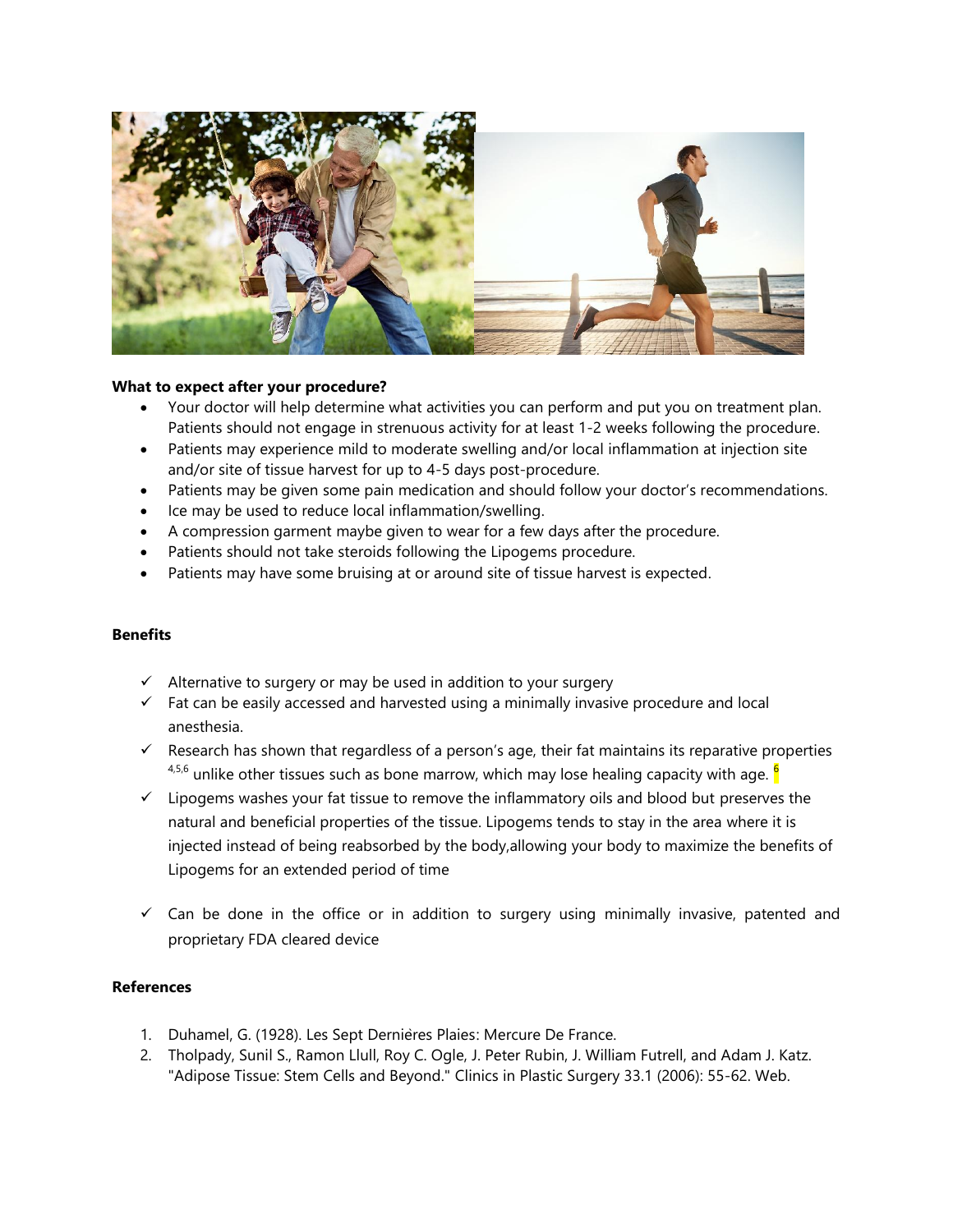**What to expect after your procedure?**

- Your doctor will help determine what activities you can perform and put you on treatment plan. Patients should not engage in strenuous activity for at least 1-2 weeks following the procedure.
- Patients may experience mild to moderate swelling and/or local inflammation at injection site and/or site of tissue harvest for up to 4-5 days post-procedure.
- Patients may be given some pain medication and should follow your doctor's recommendations.
- Ice may be used to reduce local inflammation/swelling.
- A compression garment maybe given to wear for a few days after the procedure.
- Patients should not take steroids following the Lipogems procedure.
- Patients may have some bruising at or around site of tissue harvest is expected.

**Benefits**

- ✓ Alternative to surgery or may be used in addition to your surgery
- ✓ Fat can be easily accessed and harvested using a minimally invasive procedure and local anesthesia.
- ✓ Research has shown that regardless of a person's age, their fat maintains its reparative properties [4,5,6] unlike other tissues such as bone marrow, which may lose healing capacity with age. [6]
- ✓ Lipogems washes your fat tissue to remove the inflammatory oils and blood but preserves the natural and beneficial properties of the tissue. Lipogems tends to stay in the area where it is injected instead of being reabsorbed by the body,allowing your body to maximize the benefits of Lipogems for an extended period of time
- ✓ Can be done in the office or in addition to surgery using minimally invasive, patented and proprietary FDA cleared device

**References**

1. Duhamel, G. (1928). Les Sept Dernières Plaies: Mercure De France.
2. Tholpady, Sunil S., Ramon Llull, Roy C. Ogle, J. Peter Rubin, J. William Futrell, and Adam J. Katz. "Adipose Tissue: Stem Cells and Beyond." Clinics in Plastic Surgery 33.1 (2006): 55-62. Web.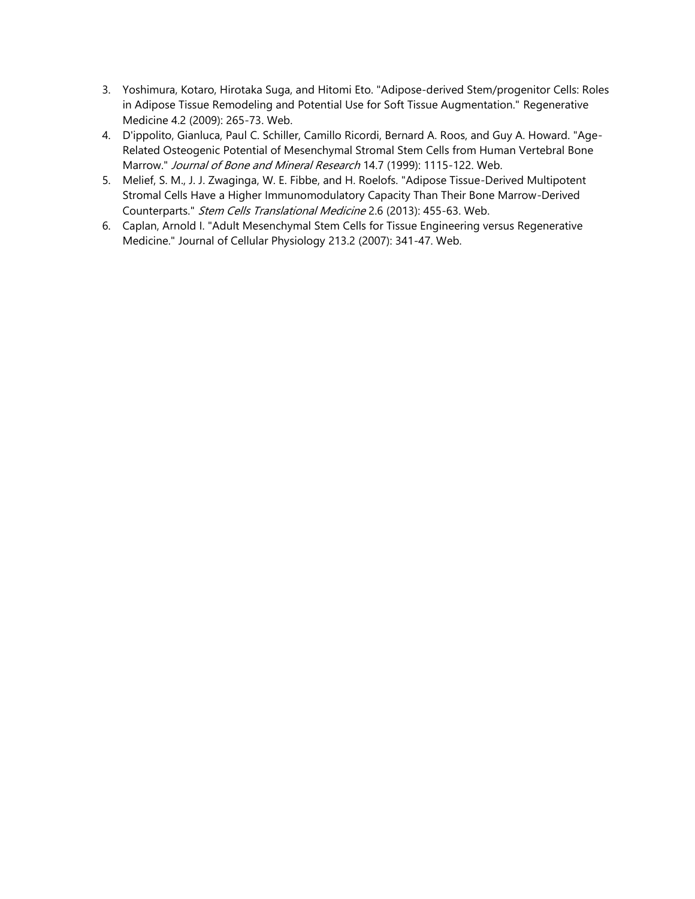3. Yoshimura, Kotaro, Hirotaka Suga, and Hitomi Eto. "Adipose-derived Stem/progenitor Cells: Roles in Adipose Tissue Remodeling and Potential Use for Soft Tissue Augmentation." Regenerative Medicine 4.2 (2009): 265-73. Web.
4. D'ippolito, Gianluca, Paul C. Schiller, Camillo Ricordi, Bernard A. Roos, and Guy A. Howard. "Age-Related Osteogenic Potential of Mesenchymal Stromal Stem Cells from Human Vertebral Bone Marrow." *Journal of Bone and Mineral Research* 14.7 (1999): 1115-122. Web.
5. Melief, S. M., J. J. Zwaginga, W. E. Fibbe, and H. Roelofs. "Adipose Tissue-Derived Multipotent Stromal Cells Have a Higher Immunomodulatory Capacity Than Their Bone Marrow-Derived Counterparts." *Stem Cells Translational Medicine* 2.6 (2013): 455-63. Web.
6. Caplan, Arnold I. "Adult Mesenchymal Stem Cells for Tissue Engineering versus Regenerative Medicine." Journal of Cellular Physiology 213.2 (2007): 341-47. Web.